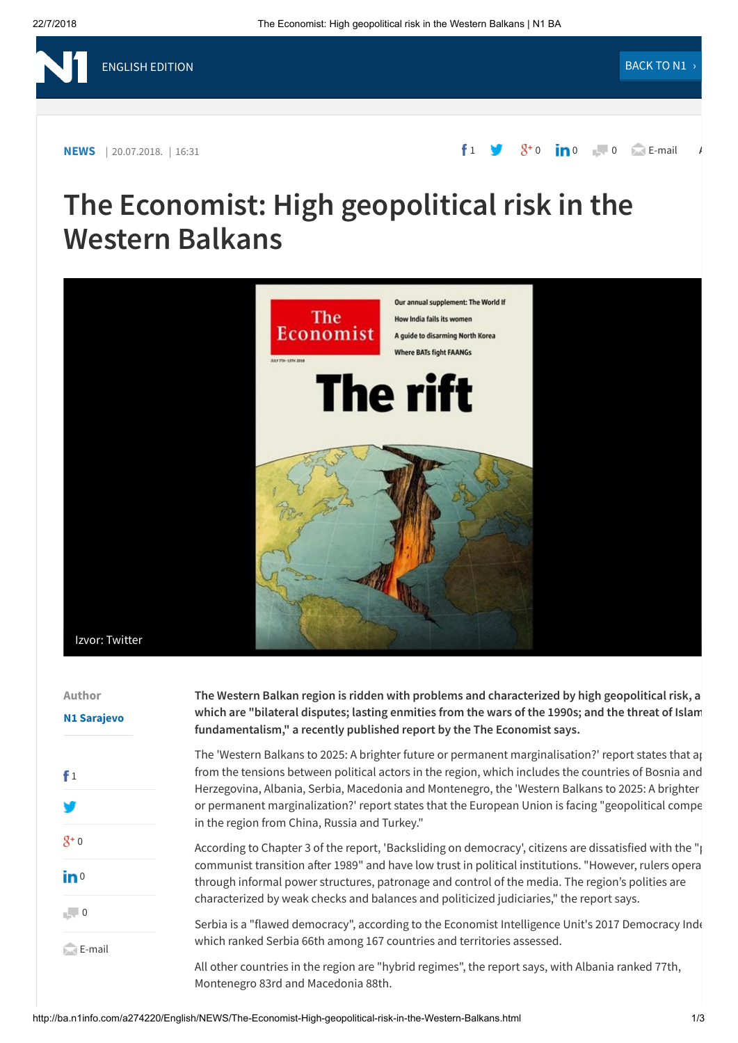NEWS | 20.07.2018. | 16:31

# The Economist: High geopolitical risk in the Western Balkans

Izvor: Twitter

Author

N1 Sarajevo

**The Western Balkan region is ridden with problems and characterized by high geopolitical risk, a which are "bilateral disputes; lasting enmities from the wars of the 1990s; and the threat of Islam fundamentalism," a recently published report by the The Economist says.**

The 'Western Balkans to 2025: A brighter future or permanent marginalisation?' report states that a from the tensions between political actors in the region, which includes the countries of Bosnia and Herzegovina, Albania, Serbia, Macedonia and Montenegro, the 'Western Balkans to 2025: A brighter or permanent marginalization?' report states that the European Union is facing "geopolitical compe in the region from China, Russia and Turkey."

According to Chapter 3 of the report, 'Backsliding on democracy', citizens are dissatisfied with the " communist transition after 1989" and have low trust in political institutions. "However, rulers opera through informal power structures, patronage and control of the media. The region's polities are characterized by weak checks and balances and politicized judiciaries," the report says.

Serbia is a "flawed democracy", according to the Economist Intelligence Unit's 2017 Democracy Inde which ranked Serbia 66th among 167 countries and territories assessed.

All other countries in the region are "hybrid regimes", the report says, with Albania ranked 77th, Montenegro 83rd and Macedonia 88th.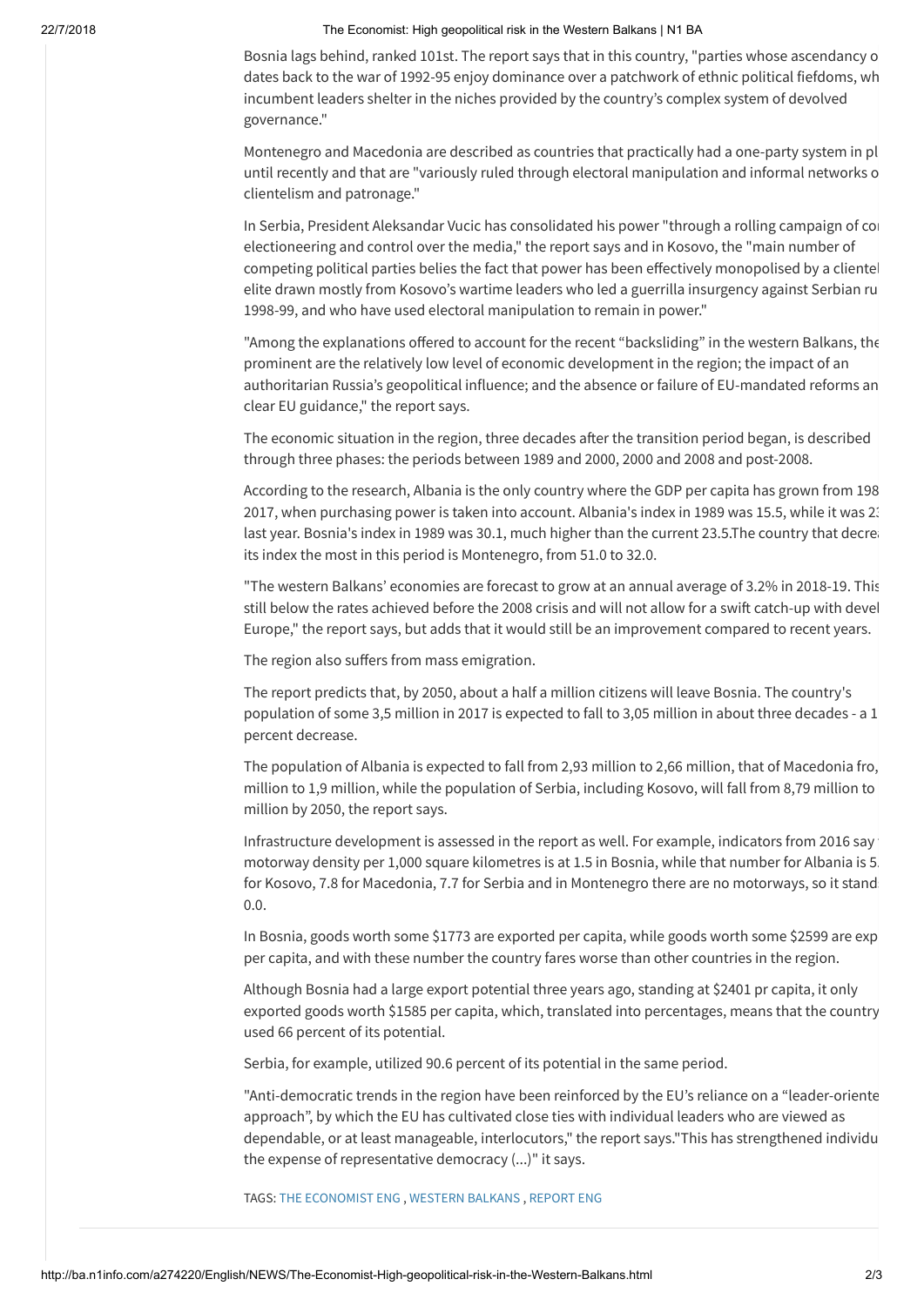Bosnia lags behind, ranked 101st. The report says that in this country, "parties whose ascendancy o dates back to the war of 1992-95 enjoy dominance over a patchwork of ethnic political fiefdoms, wh incumbent leaders shelter in the niches provided by the country's complex system of devolved governance."

Montenegro and Macedonia are described as countries that practically had a one-party system in pl until recently and that are "variously ruled through electoral manipulation and informal networks o clientelism and patronage."

In Serbia, President Aleksandar Vucic has consolidated his power "through a rolling campaign of co electioneering and control over the media," the report says and in Kosovo, the "main number of competing political parties belies the fact that power has been effectively monopolised by a clientel elite drawn mostly from Kosovo's wartime leaders who led a guerrilla insurgency against Serbian ru 1998-99, and who have used electoral manipulation to remain in power."

"Among the explanations offered to account for the recent "backsliding" in the western Balkans, the prominent are the relatively low level of economic development in the region; the impact of an authoritarian Russia's geopolitical influence; and the absence or failure of EU-mandated reforms an clear EU guidance," the report says.

The economic situation in the region, three decades after the transition period began, is described through three phases: the periods between 1989 and 2000, 2000 and 2008 and post-2008.

According to the research, Albania is the only country where the GDP per capita has grown from 198 2017, when purchasing power is taken into account. Albania's index in 1989 was 15.5, while it was 2 last year. Bosnia's index in 1989 was 30.1, much higher than the current 23.5.The country that decre its index the most in this period is Montenegro, from 51.0 to 32.0.

"The western Balkans' economies are forecast to grow at an annual average of 3.2% in 2018-19. This still below the rates achieved before the 2008 crisis and will not allow for a swift catch-up with devel Europe," the report says, but adds that it would still be an improvement compared to recent years.

The region also suffers from mass emigration.

The report predicts that, by 2050, about a half a million citizens will leave Bosnia. The country's population of some 3,5 million in 2017 is expected to fall to 3,05 million in about three decades - a 1 percent decrease.

The population of Albania is expected to fall from 2,93 million to 2,66 million, that of Macedonia fro million to 1,9 million, while the population of Serbia, including Kosovo, will fall from 8,79 million to million by 2050, the report says.

Infrastructure development is assessed in the report as well. For example, indicators from 2016 say motorway density per 1,000 square kilometres is at 1.5 in Bosnia, while that number for Albania is 5 for Kosovo, 7.8 for Macedonia, 7.7 for Serbia and in Montenegro there are no motorways, so it stand 0.0.

In Bosnia, goods worth some $1773 are exported per capita, while goods worth some $2599 are exp per capita, and with these number the country fares worse than other countries in the region.

Although Bosnia had a large export potential three years ago, standing at $2401 pr capita, it only exported goods worth $1585 per capita, which, translated into percentages, means that the country used 66 percent of its potential.

Serbia, for example, utilized 90.6 percent of its potential in the same period.

"Anti-democratic trends in the region have been reinforced by the EU's reliance on a "leader-oriente approach", by which the EU has cultivated close ties with individual leaders who are viewed as dependable, or at least manageable, interlocutors," the report says."This has strengthened individu the expense of representative democracy (...)" it says.

TAGS: THE ECONOMIST ENG , WESTERN BALKANS , REPORT ENG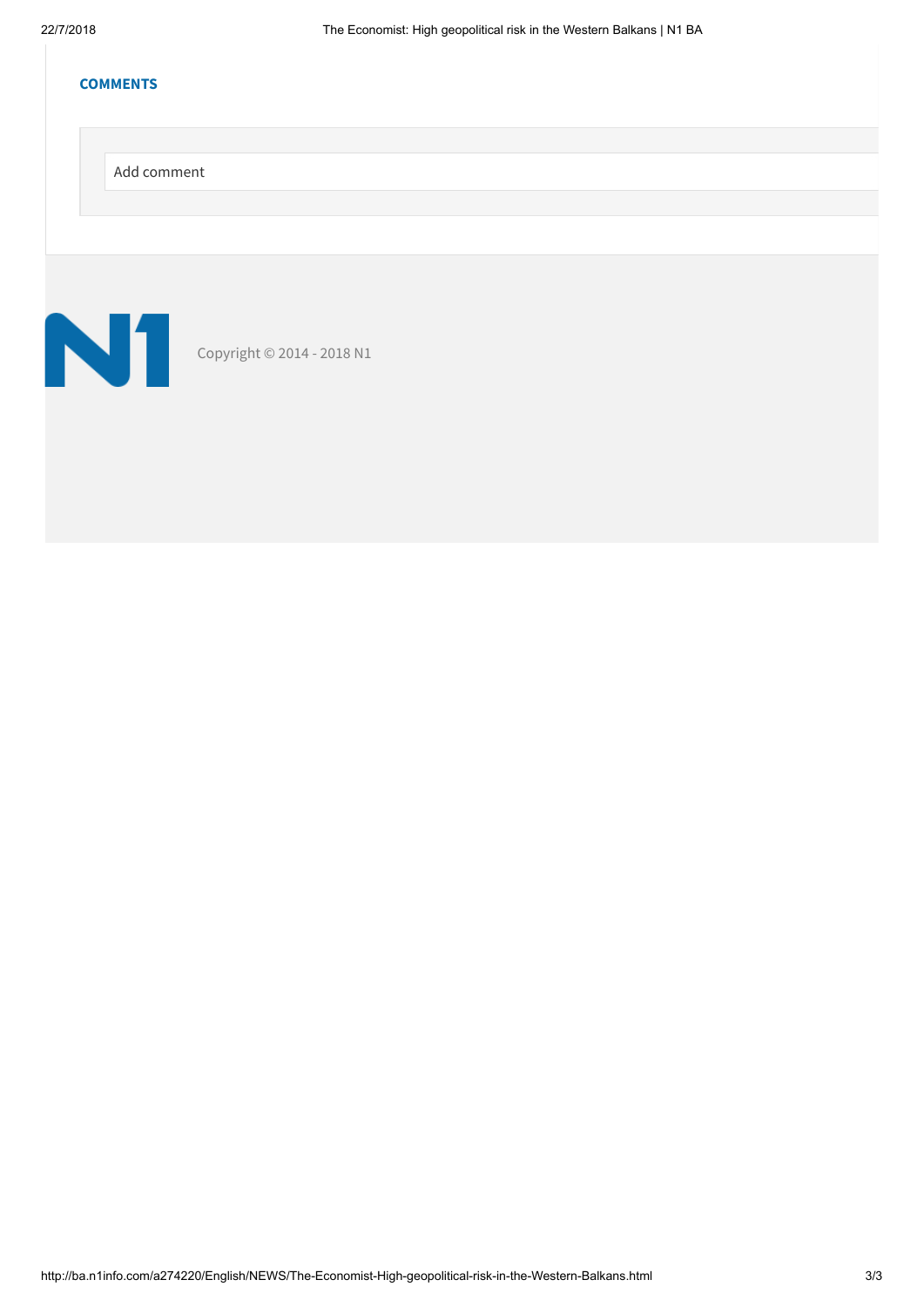**COMMENTS**

Add comment

N1

Copyright © 2014 - 2018 N1